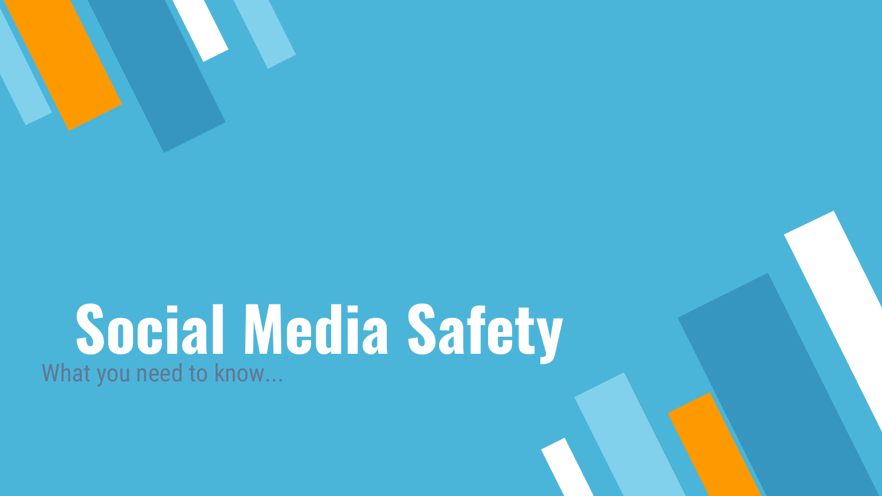# Social Media Safety

What you need to know...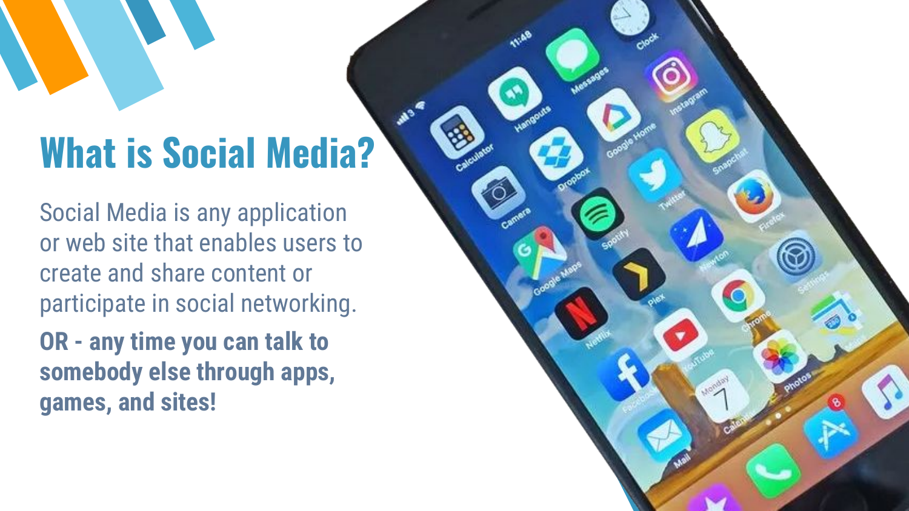# What is Social Media?

Social Media is any application or web site that enables users to create and share content or participate in social networking.

**OR - any time you can talk to somebody else through apps, games, and sites!**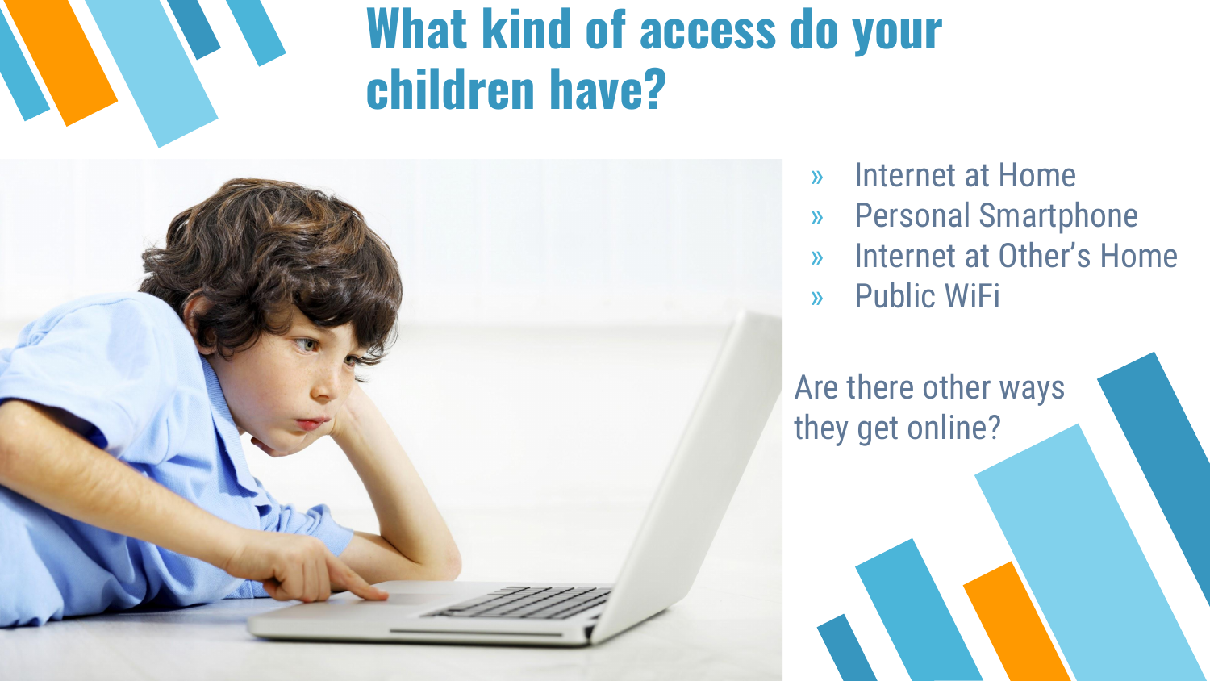# What kind of access do your children have?

- Internet at Home
- Personal Smartphone
- Internet at Other's Home
- Public WiFi

Are there other ways they get online?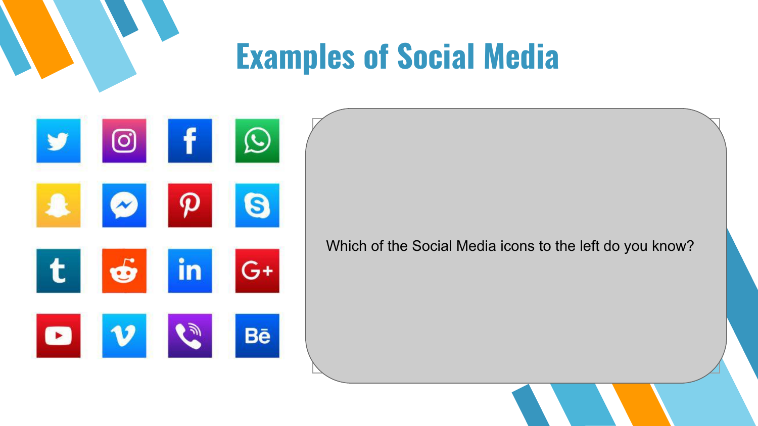# Examples of Social Media

Which of the Social Media icons to the left do you know?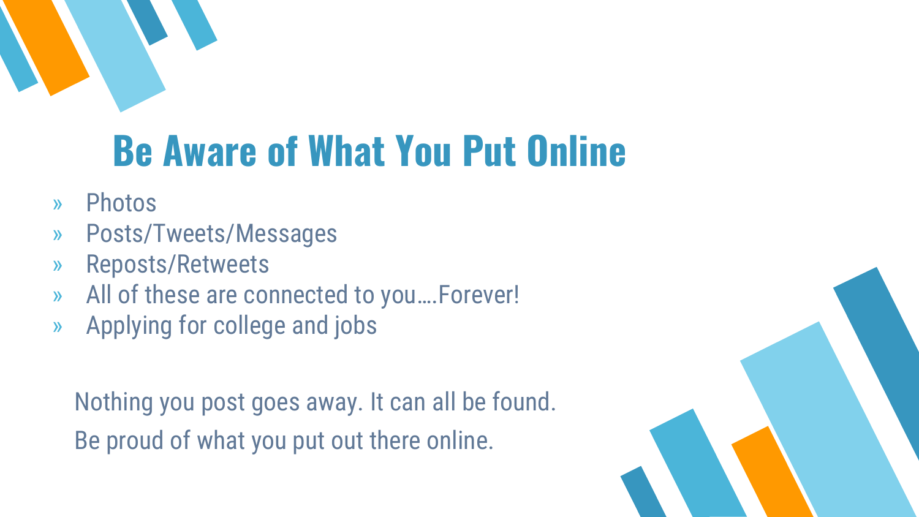# Be Aware of What You Put Online

- Photos
- Posts/Tweets/Messages
- Reposts/Retweets
- All of these are connected to you….Forever!
- Applying for college and jobs

Nothing you post goes away. It can all be found.

Be proud of what you put out there online.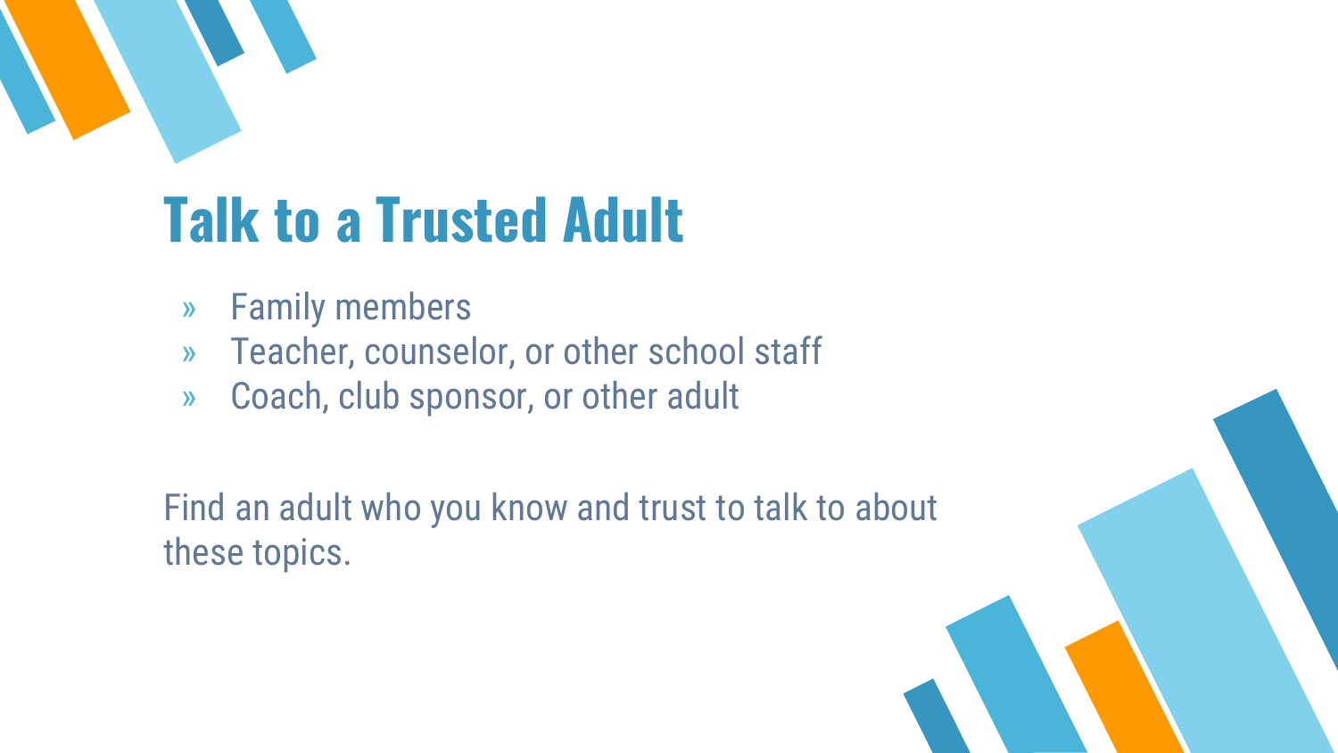# Talk to a Trusted Adult

- Family members
- Teacher, counselor, or other school staff
- Coach, club sponsor, or other adult

Find an adult who you know and trust to talk to about these topics.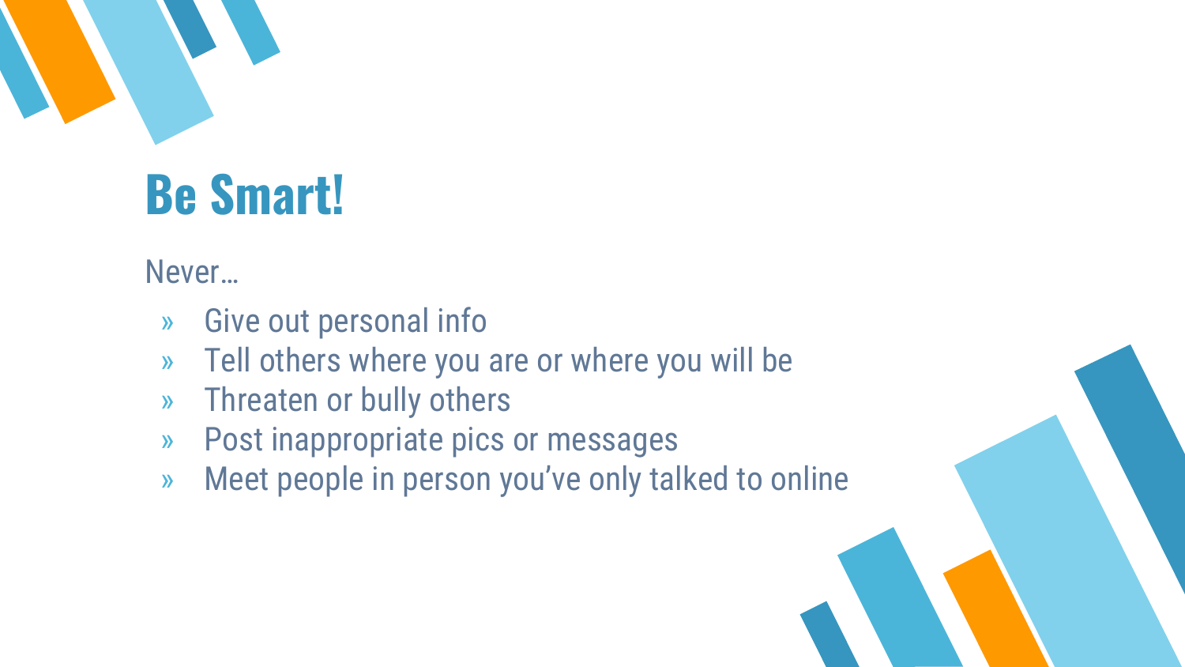# Be Smart!

Never…

- Give out personal info
- Tell others where you are or where you will be
- Threaten or bully others
- Post inappropriate pics or messages
- Meet people in person you've only talked to online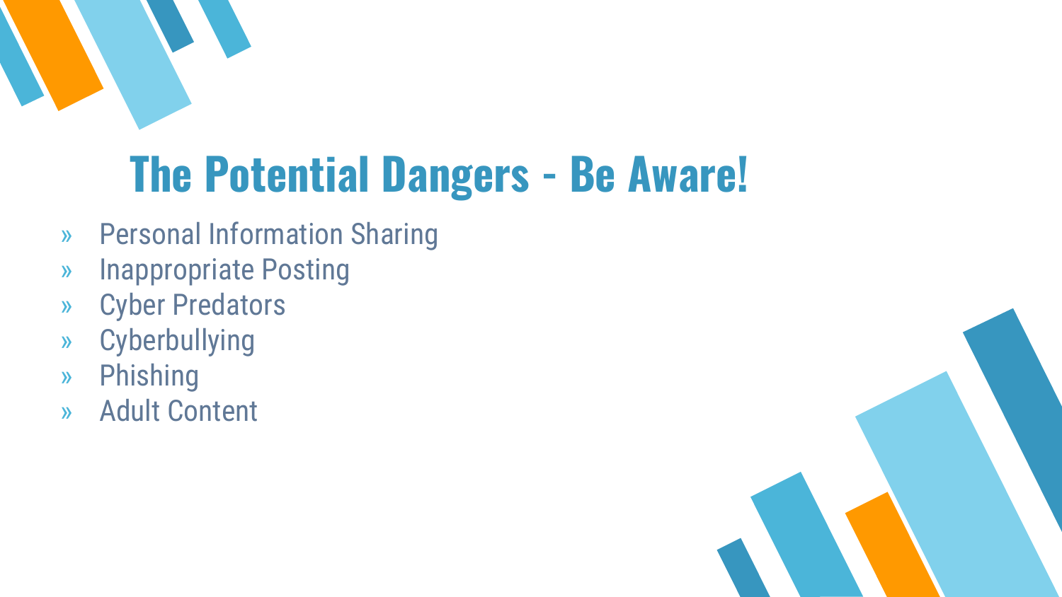# The Potential Dangers - Be Aware!

- Personal Information Sharing
- Inappropriate Posting
- Cyber Predators
- Cyberbullying
- Phishing
- Adult Content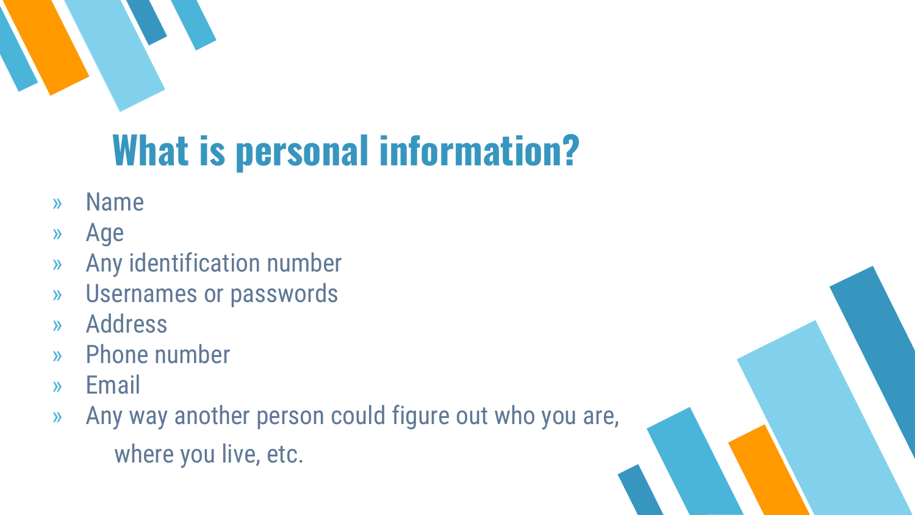# What is personal information?

- Name
- Age
- Any identification number
- Usernames or passwords
- Address
- Phone number
- Email
- Any way another person could figure out who you are, where you live, etc.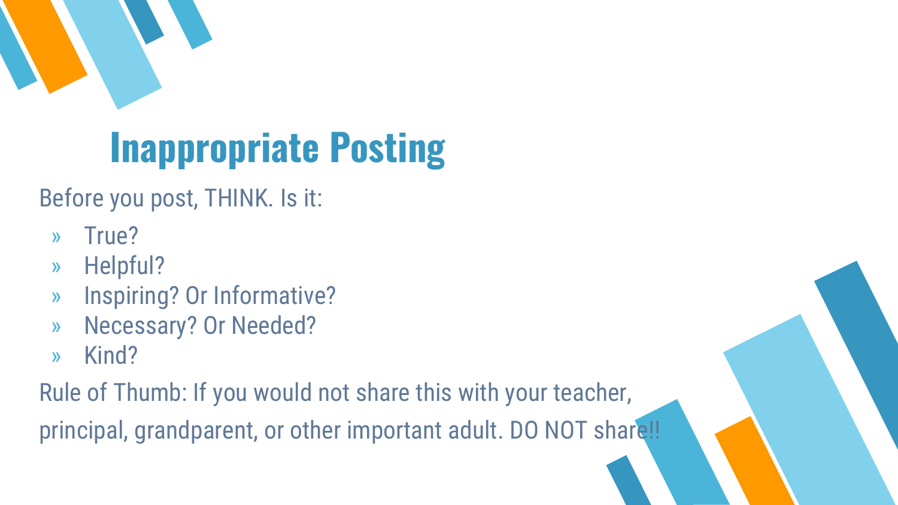# Inappropriate Posting

Before you post, THINK. Is it:

- True?
- Helpful?
- Inspiring? Or Informative?
- Necessary? Or Needed?
- Kind?

Rule of Thumb: If you would not share this with your teacher, principal, grandparent, or other important adult. DO NOT share!!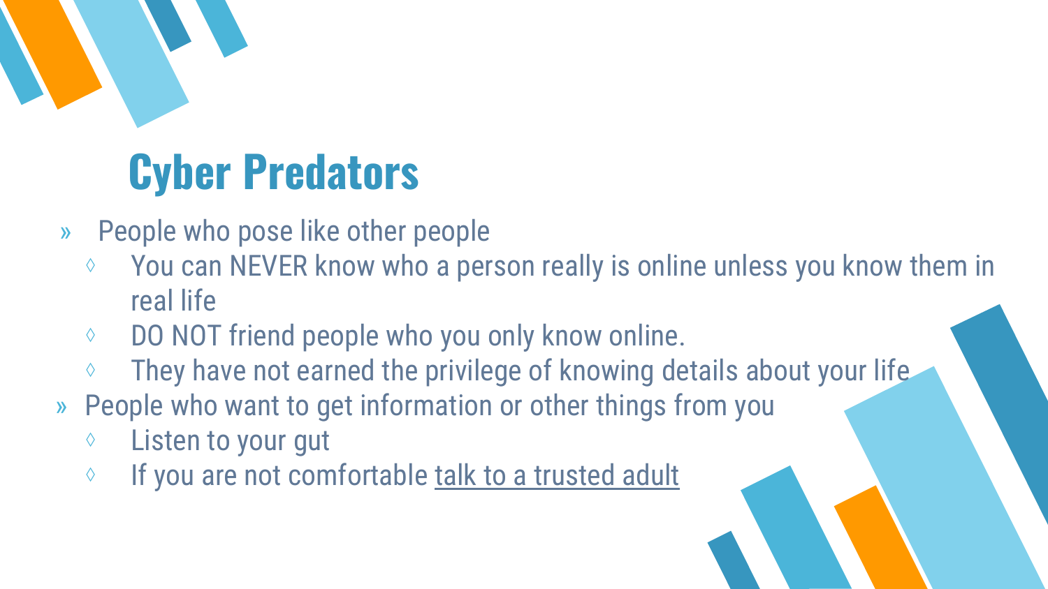# Cyber Predators

- People who pose like other people
  - You can NEVER know who a person really is online unless you know them in real life
  - DO NOT friend people who you only know online.
  - They have not earned the privilege of knowing details about your life
- People who want to get information or other things from you
  - Listen to your gut
  - If you are not comfortable talk to a trusted adult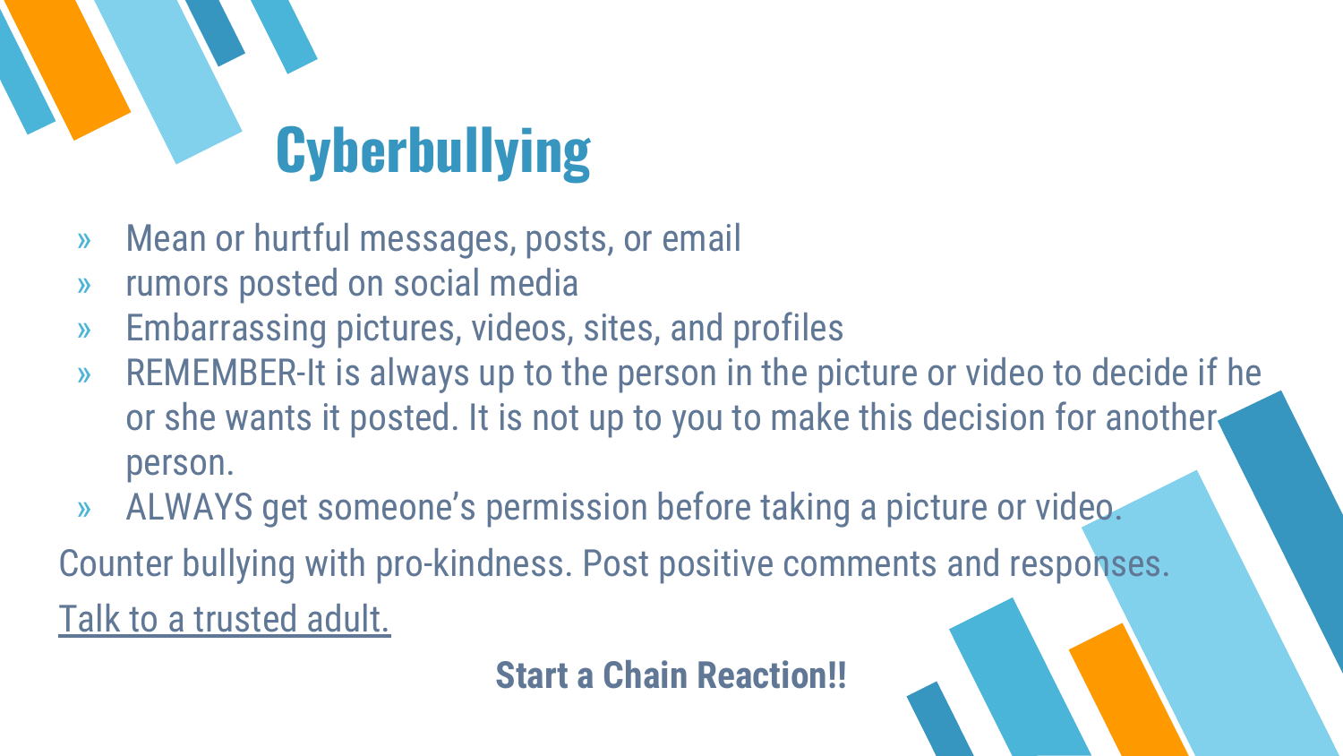# Cyberbullying

- Mean or hurtful messages, posts, or email
- rumors posted on social media
- Embarrassing pictures, videos, sites, and profiles
- REMEMBER-It is always up to the person in the picture or video to decide if he or she wants it posted. It is not up to you to make this decision for another person.
- ALWAYS get someone's permission before taking a picture or video.

Counter bullying with pro-kindness. Post positive comments and responses.

Talk to a trusted adult.

**Start a Chain Reaction!!**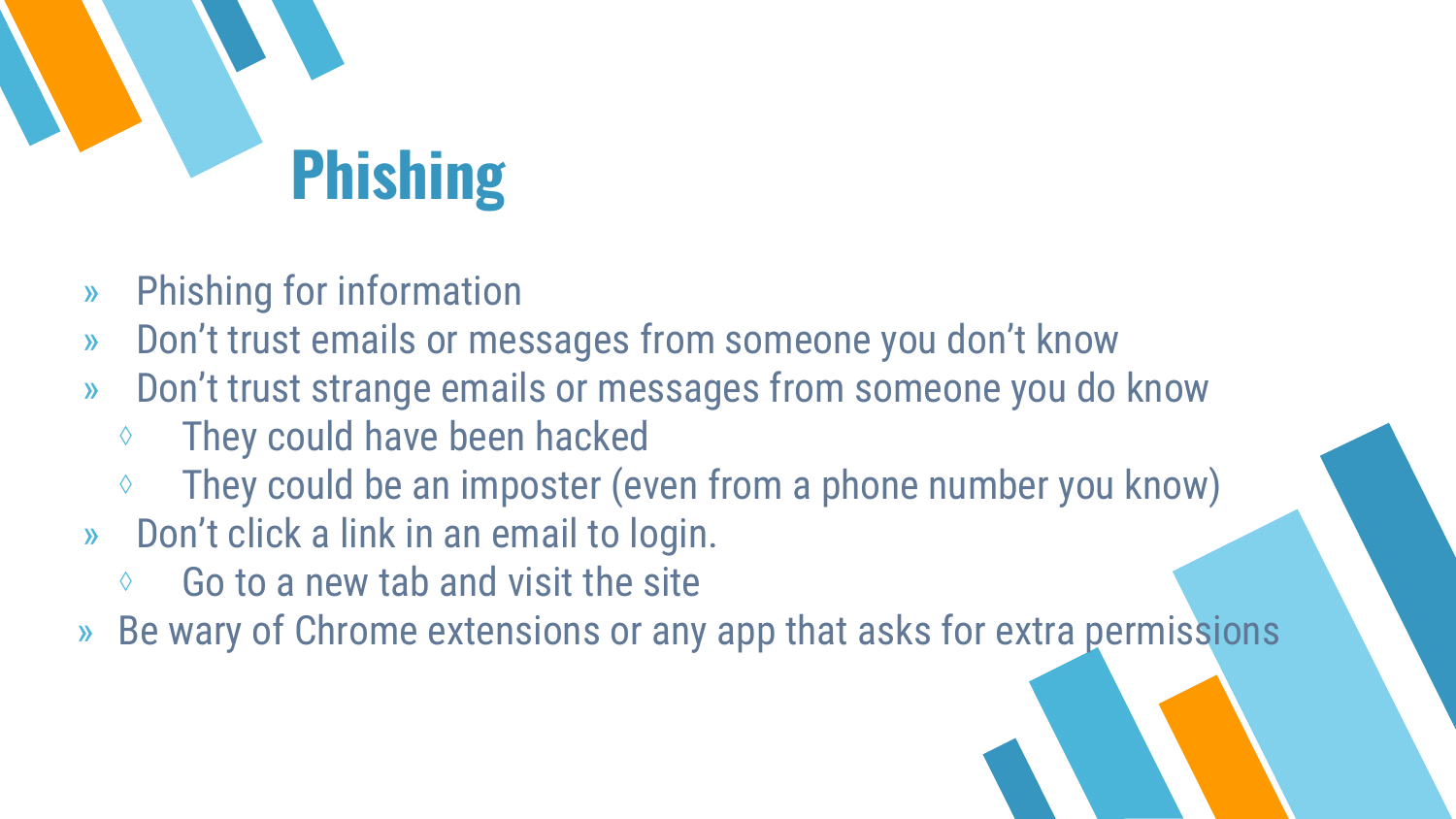# Phishing

- Phishing for information
- Don't trust emails or messages from someone you don't know
- Don't trust strange emails or messages from someone you do know
  - They could have been hacked
  - They could be an imposter (even from a phone number you know)
- Don't click a link in an email to login.
  - Go to a new tab and visit the site
- Be wary of Chrome extensions or any app that asks for extra permissions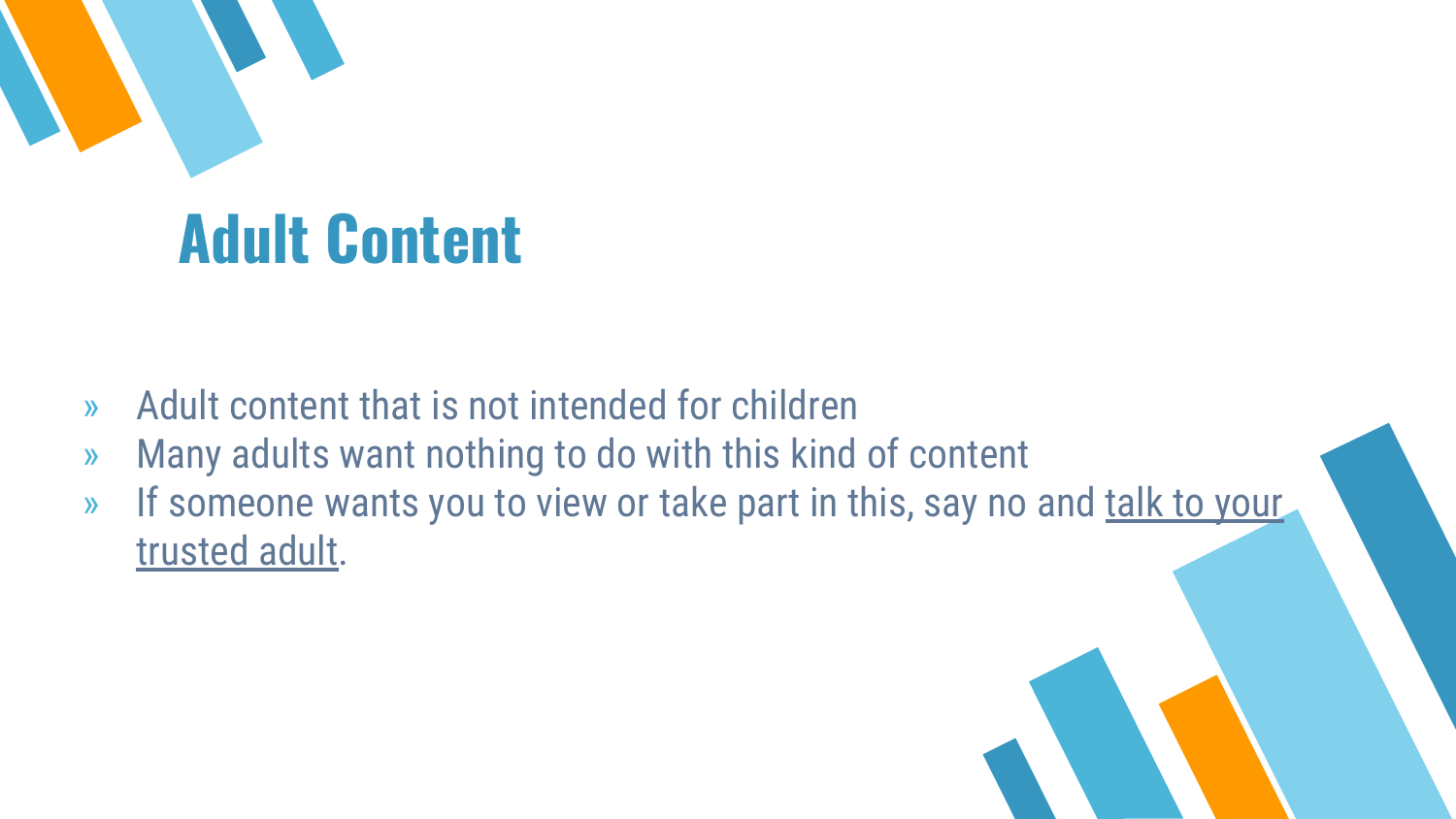# Adult Content

- Adult content that is not intended for children
- Many adults want nothing to do with this kind of content
- If someone wants you to view or take part in this, say no and talk to your trusted adult.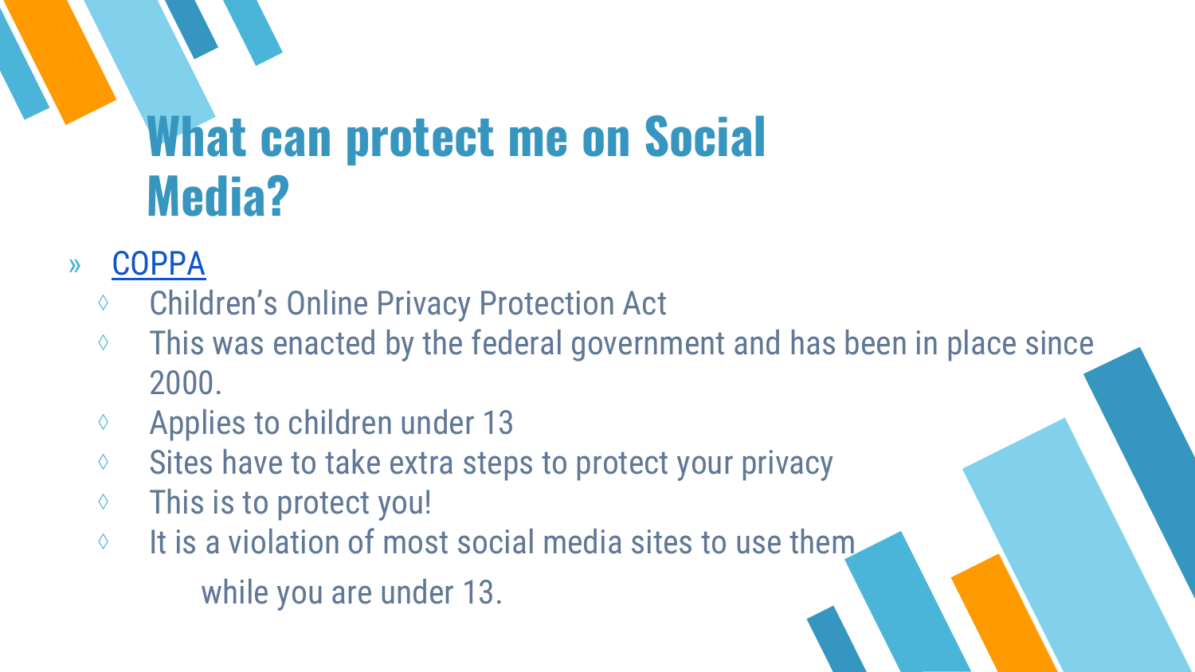# What can protect me on Social Media?

- COPPA
  - Children's Online Privacy Protection Act
  - This was enacted by the federal government and has been in place since 2000.
  - Applies to children under 13
  - Sites have to take extra steps to protect your privacy
  - This is to protect you!
  - It is a violation of most social media sites to use them while you are under 13.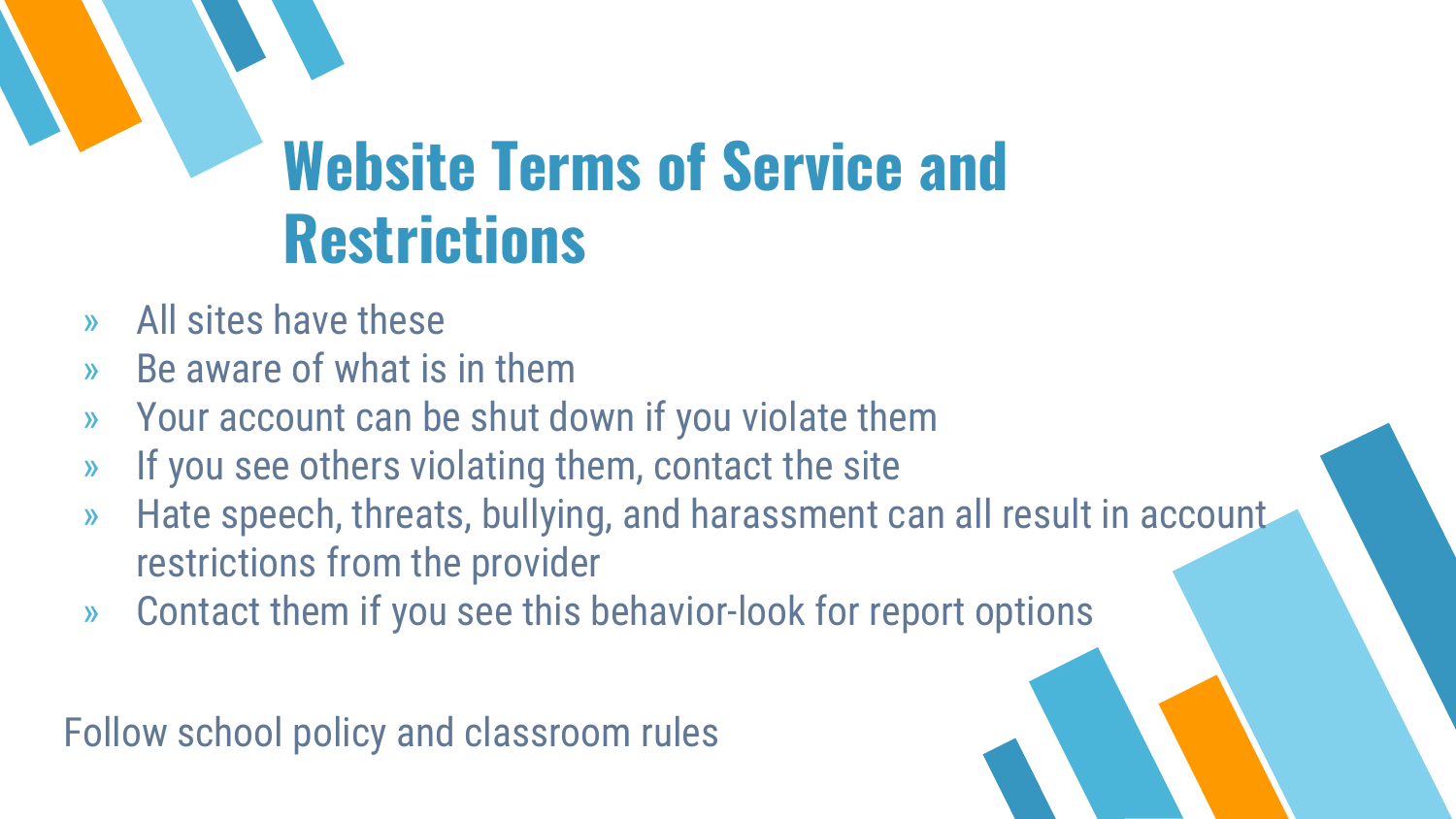# Website Terms of Service and Restrictions

- All sites have these
- Be aware of what is in them
- Your account can be shut down if you violate them
- If you see others violating them, contact the site
- Hate speech, threats, bullying, and harassment can all result in account restrictions from the provider
- Contact them if you see this behavior-look for report options

Follow school policy and classroom rules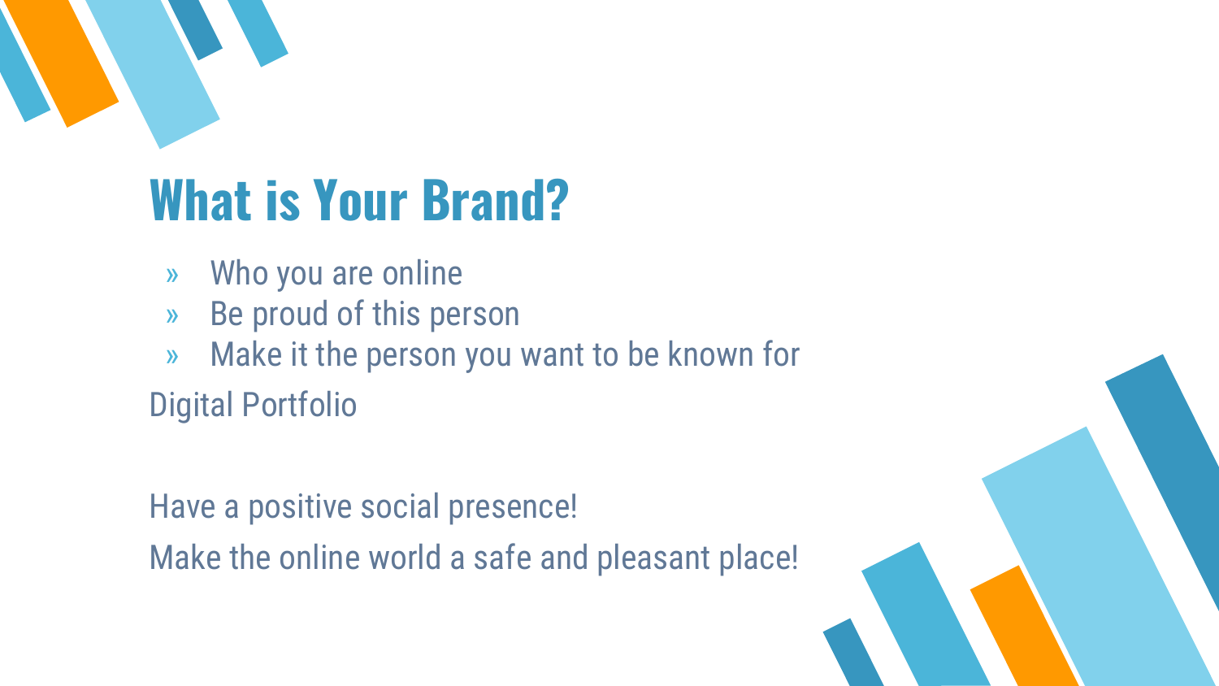# What is Your Brand?

- Who you are online
- Be proud of this person
- Make it the person you want to be known for

Digital Portfolio

Have a positive social presence!

Make the online world a safe and pleasant place!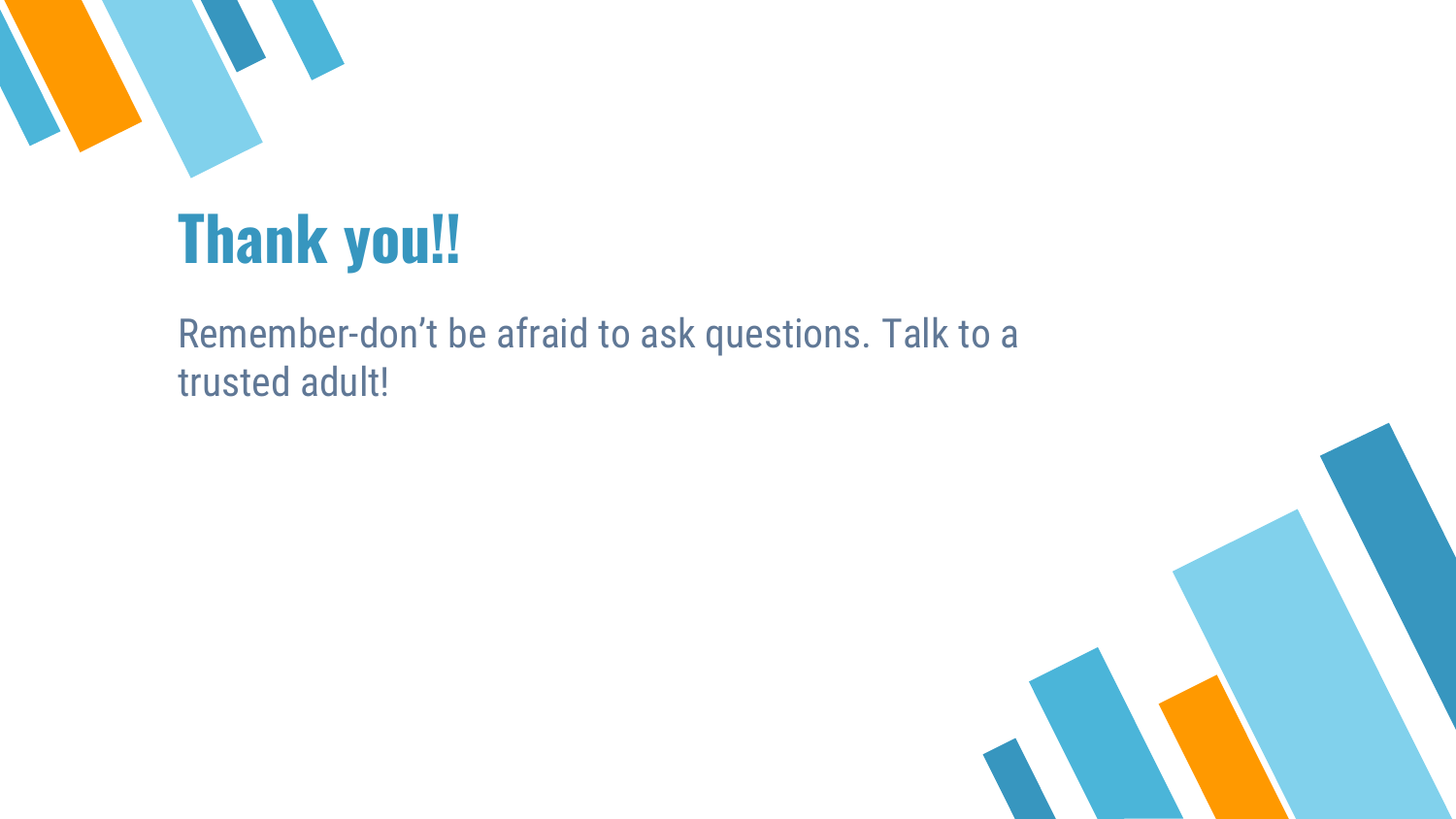# Thank you!!

Remember-don’t be afraid to ask questions. Talk to a trusted adult!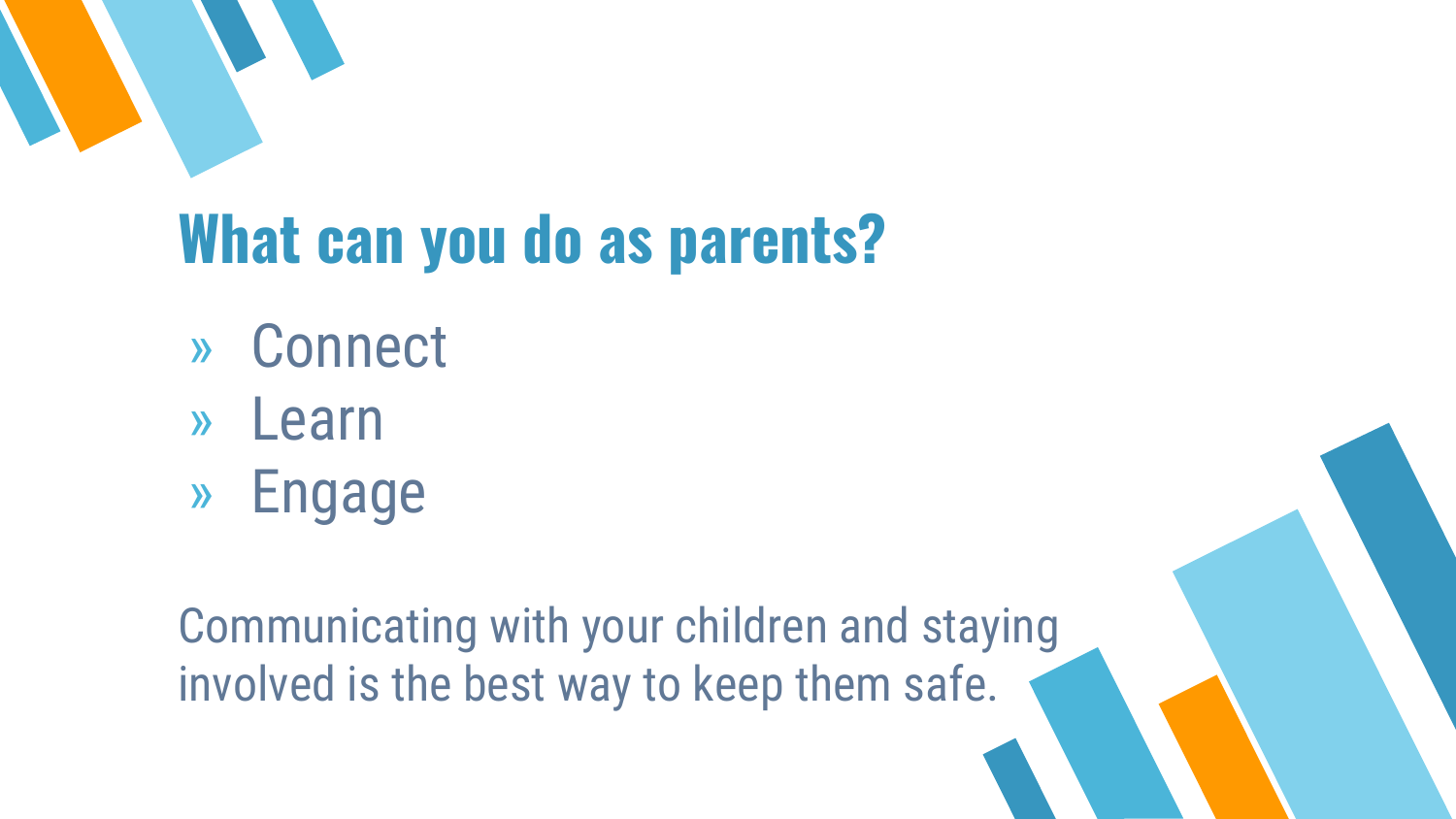# What can you do as parents?

- Connect
- Learn
- Engage

Communicating with your children and staying involved is the best way to keep them safe.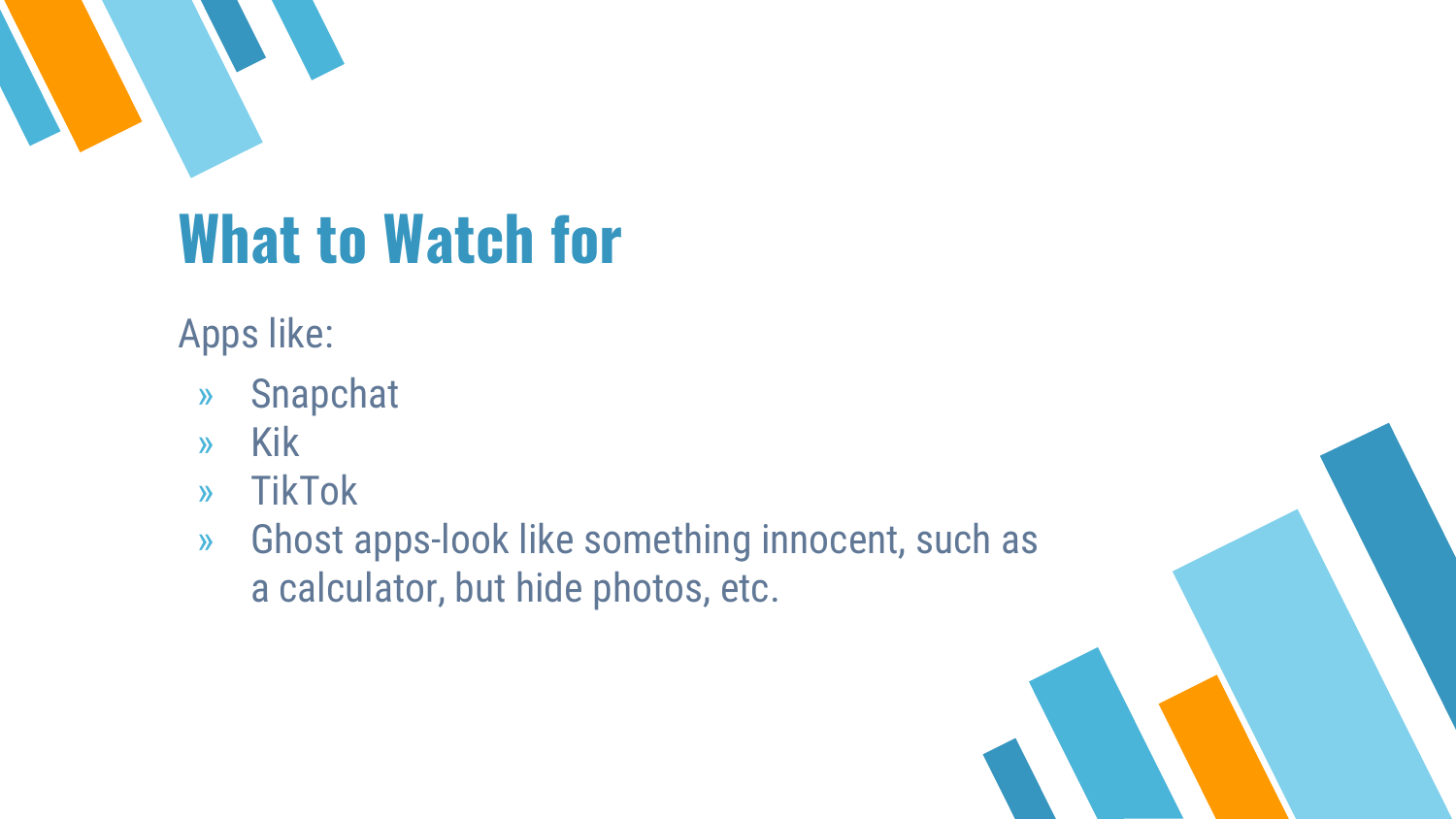# What to Watch for

Apps like:

- Snapchat
- Kik
- TikTok
- Ghost apps-look like something innocent, such as a calculator, but hide photos, etc.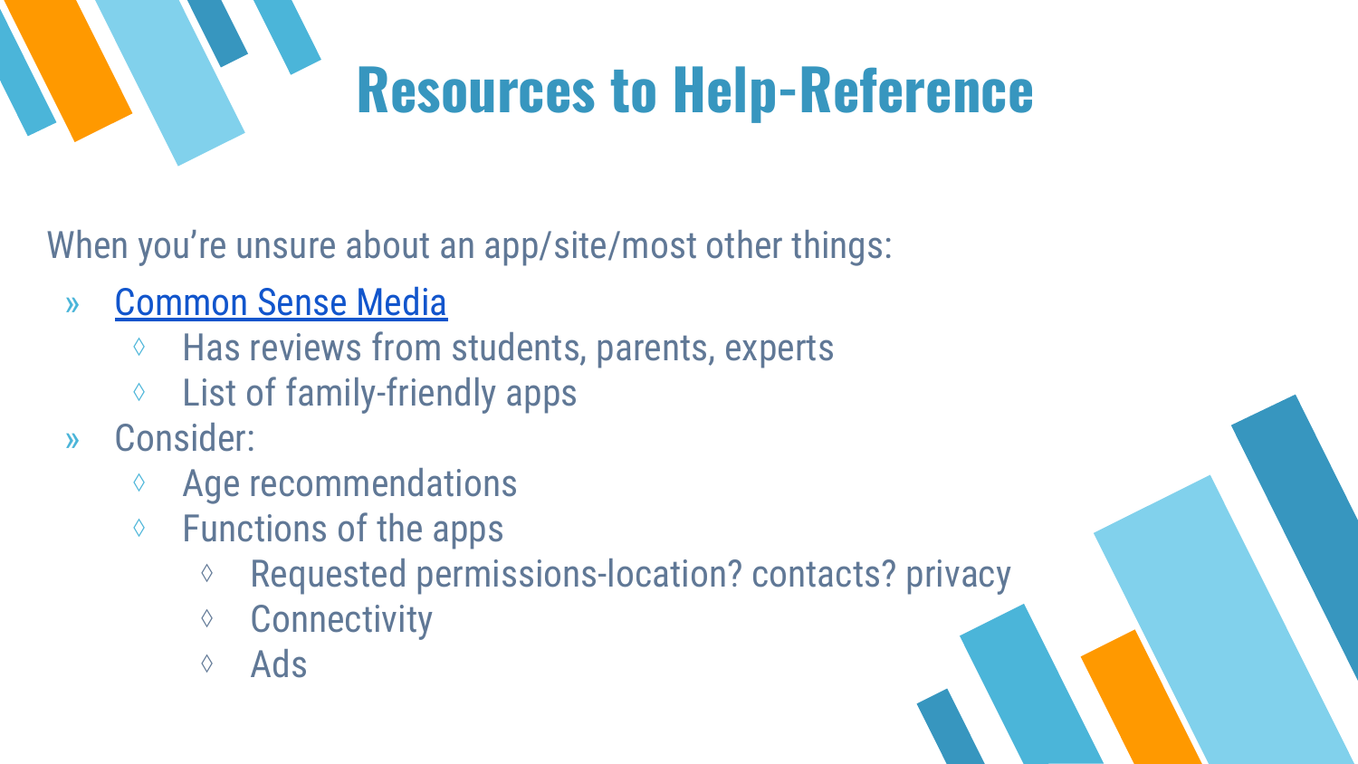# Resources to Help-Reference

When you're unsure about an app/site/most other things:

- Common Sense Media
  - Has reviews from students, parents, experts
  - List of family-friendly apps
- Consider:
  - Age recommendations
  - Functions of the apps
    - Requested permissions-location? contacts? privacy
    - Connectivity
    - Ads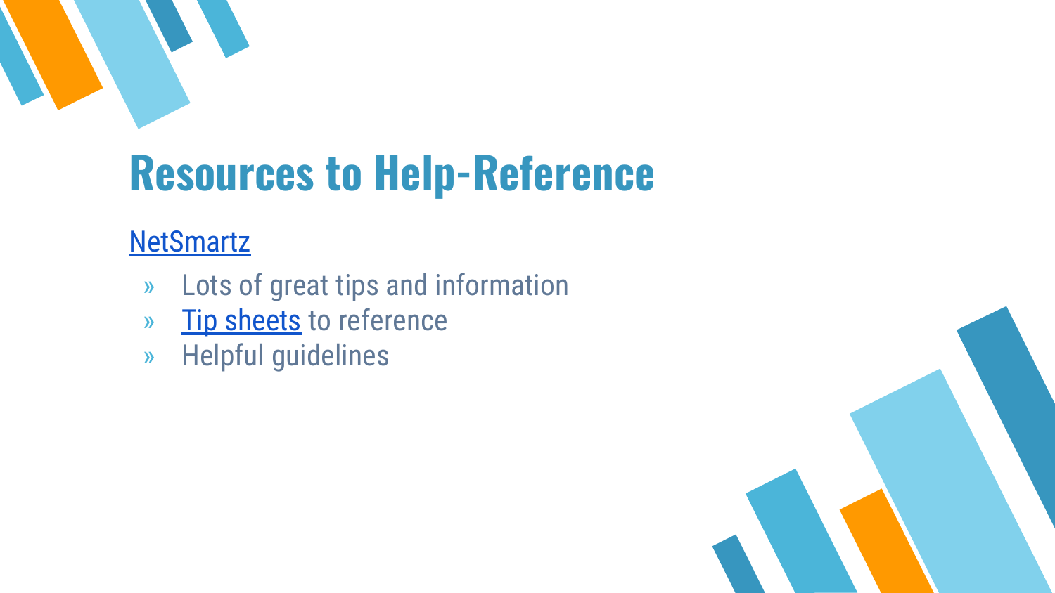# Resources to Help-Reference

NetSmartz

- Lots of great tips and information
- Tip sheets to reference
- Helpful guidelines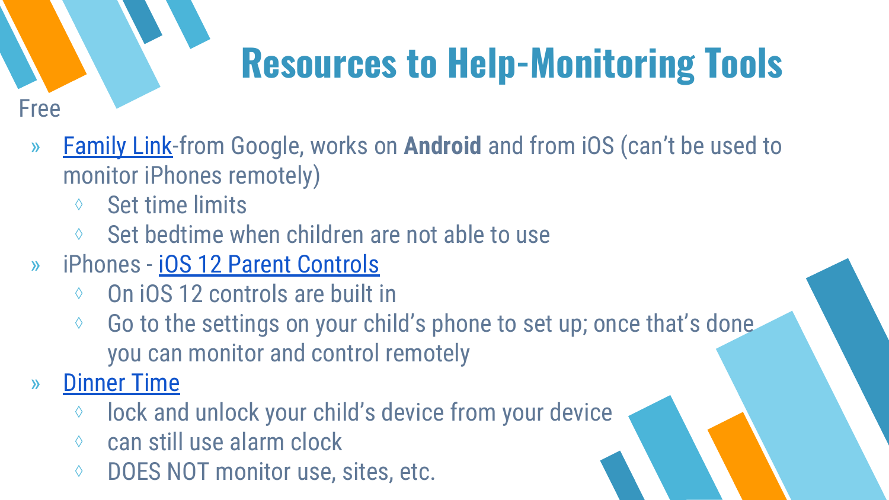# Resources to Help-Monitoring Tools

Free

- Family Link-from Google, works on **Android** and from iOS (can't be used to monitor iPhones remotely)
  - Set time limits
  - Set bedtime when children are not able to use
- iPhones - iOS 12 Parent Controls
  - On iOS 12 controls are built in
  - Go to the settings on your child's phone to set up; once that's done you can monitor and control remotely
- Dinner Time
  - lock and unlock your child's device from your device
  - can still use alarm clock
  - DOES NOT monitor use, sites, etc.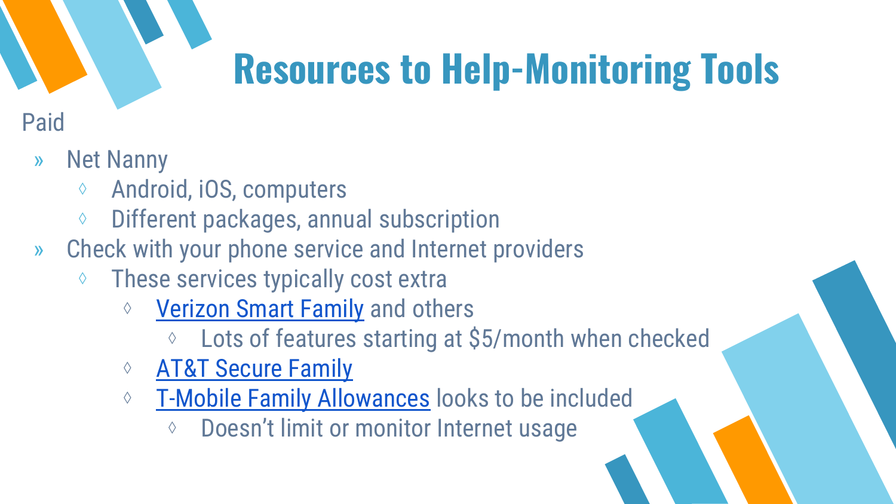# Resources to Help-Monitoring Tools

Paid

- Net Nanny
  - Android, iOS, computers
  - Different packages, annual subscription
- Check with your phone service and Internet providers
  - These services typically cost extra
    - Verizon Smart Family and others
      - Lots of features starting at $5/month when checked
    - AT&T Secure Family
    - T-Mobile Family Allowances looks to be included
      - Doesn't limit or monitor Internet usage